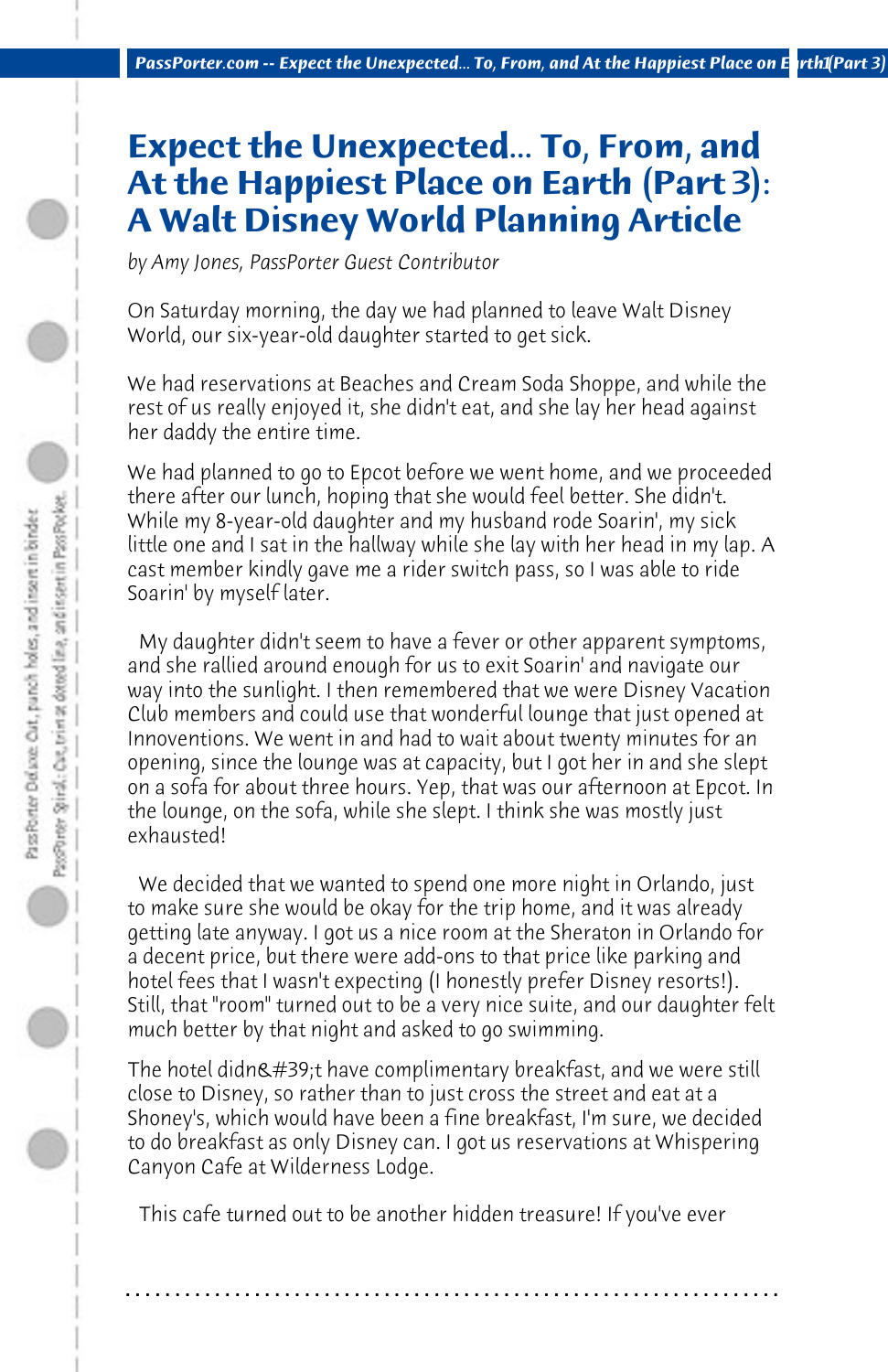# Expect the Unexpected... To, From, and At the Happiest Place on Earth (Part 3): A Walt Disney World Planning Article

*by Amy Jones, PassPorter Guest Contributor*

On Saturday morning, the day we had planned to leave Walt Disney World, our six-year-old daughter started to get sick.

We had reservations at Beaches and Cream Soda Shoppe, and while the rest of us really enjoyed it, she didn't eat, and she lay her head against her daddy the entire time.

We had planned to go to Epcot before we went home, and we proceeded there after our lunch, hoping that she would feel better. She didn't. While my 8-year-old daughter and my husband rode Soarin', my sick little one and I sat in the hallway while she lay with her head in my lap. A cast member kindly gave me a rider switch pass, so I was able to ride Soarin' by myself later.

My daughter didn't seem to have a fever or other apparent symptoms, and she rallied around enough for us to exit Soarin' and navigate our way into the sunlight. I then remembered that we were Disney Vacation Club members and could use that wonderful lounge that just opened at Innoventions. We went in and had to wait about twenty minutes for an opening, since the lounge was at capacity, but I got her in and she slept on a sofa for about three hours. Yep, that was our afternoon at Epcot. In the lounge, on the sofa, while she slept. I think she was mostly just exhausted!

We decided that we wanted to spend one more night in Orlando, just to make sure she would be okay for the trip home, and it was already getting late anyway. I got us a nice room at the Sheraton in Orlando for a decent price, but there were add-ons to that price like parking and hotel fees that I wasn't expecting (I honestly prefer Disney resorts!). Still, that "room" turned out to be a very nice suite, and our daughter felt much better by that night and asked to go swimming.

The hotel didn&#39;t have complimentary breakfast, and we were still close to Disney, so rather than to just cross the street and eat at a Shoney's, which would have been a fine breakfast, I'm sure, we decided to do breakfast as only Disney can. I got us reservations at Whispering Canyon Cafe at Wilderness Lodge.

This cafe turned out to be another hidden treasure! If you've ever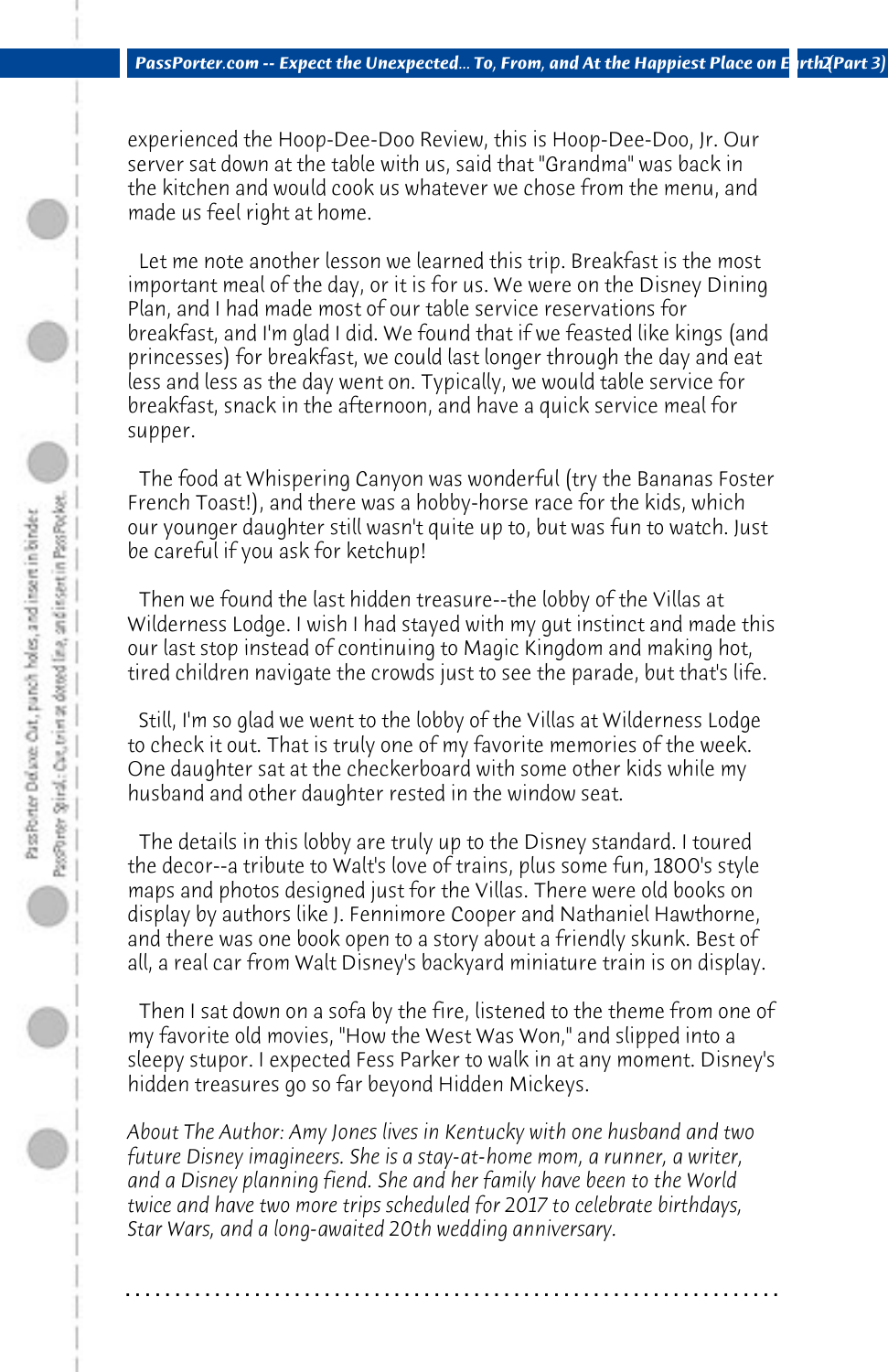experienced the Hoop-Dee-Doo Review, this is Hoop-Dee-Doo, Jr. Our server sat down at the table with us, said that "Grandma" was back in the kitchen and would cook us whatever we chose from the menu, and made us feel right at home.

Let me note another lesson we learned this trip. Breakfast is the most important meal of the day, or it is for us. We were on the Disney Dining Plan, and I had made most of our table service reservations for breakfast, and I'm glad I did. We found that if we feasted like kings (and princesses) for breakfast, we could last longer through the day and eat less and less as the day went on. Typically, we would table service for breakfast, snack in the afternoon, and have a quick service meal for supper.

The food at Whispering Canyon was wonderful (try the Bananas Foster French Toast!), and there was a hobby-horse race for the kids, which our younger daughter still wasn't quite up to, but was fun to watch. Just be careful if you ask for ketchup!

Then we found the last hidden treasure--the lobby of the Villas at Wilderness Lodge. I wish I had stayed with my gut instinct and made this our last stop instead of continuing to Magic Kingdom and making hot, tired children navigate the crowds just to see the parade, but that's life.

Still, I'm so glad we went to the lobby of the Villas at Wilderness Lodge to check it out. That is truly one of my favorite memories of the week. One daughter sat at the checkerboard with some other kids while my husband and other daughter rested in the window seat.

The details in this lobby are truly up to the Disney standard. I toured the decor--a tribute to Walt's love of trains, plus some fun, 1800's style maps and photos designed just for the Villas. There were old books on display by authors like J. Fennimore Cooper and Nathaniel Hawthorne, and there was one book open to a story about a friendly skunk. Best of all, a real car from Walt Disney's backyard miniature train is on display.

Then I sat down on a sofa by the fire, listened to the theme from one of my favorite old movies, "How the West Was Won," and slipped into a sleepy stupor. I expected Fess Parker to walk in at any moment. Disney's hidden treasures go so far beyond Hidden Mickeys.

*About The Author: Amy Jones lives in Kentucky with one husband and two future Disney imagineers. She is a stay-at-home mom, a runner, a writer, and a Disney planning fiend. She and her family have been to the World twice and have two more trips scheduled for 2017 to celebrate birthdays, Star Wars, and a long-awaited 20th wedding anniversary.*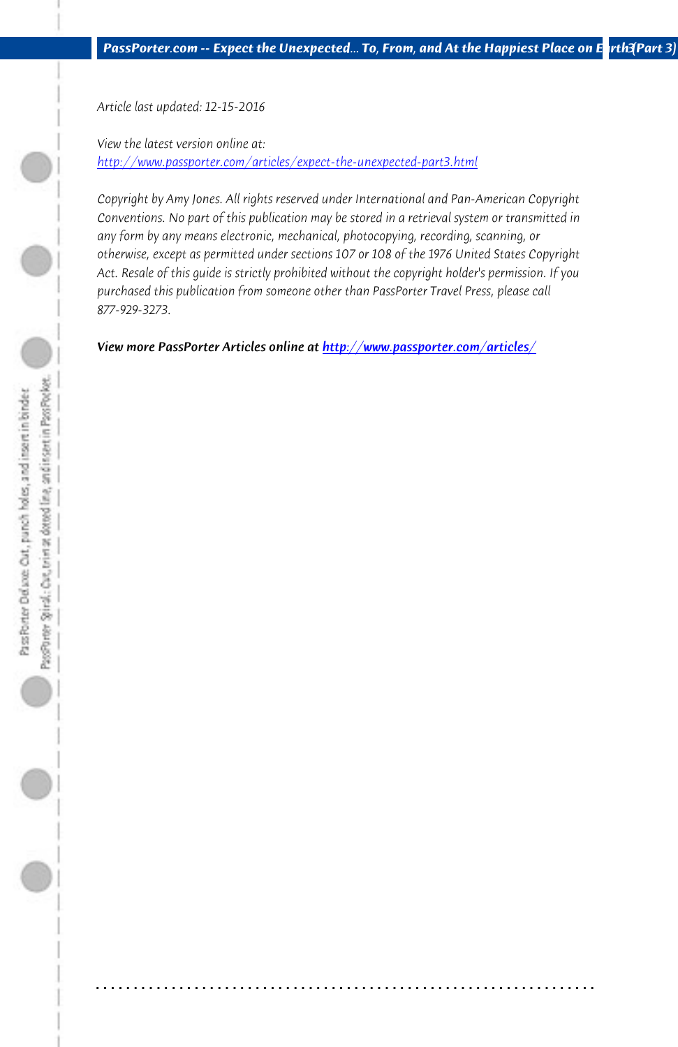*Article last updated: 12-15-2016*

*View the latest version online at:*
*http://www.passporter.com/articles/expect-the-unexpected-part3.html*

*Copyright by Amy Jones. All rights reserved under International and Pan-American Copyright Conventions. No part of this publication may be stored in a retrieval system or transmitted in any form by any means electronic, mechanical, photocopying, recording, scanning, or otherwise, except as permitted under sections 107 or 108 of the 1976 United States Copyright Act. Resale of this guide is strictly prohibited without the copyright holder's permission. If you purchased this publication from someone other than PassPorter Travel Press, please call 877-929-3273.*

***View more PassPorter Articles online at http://www.passporter.com/articles/***